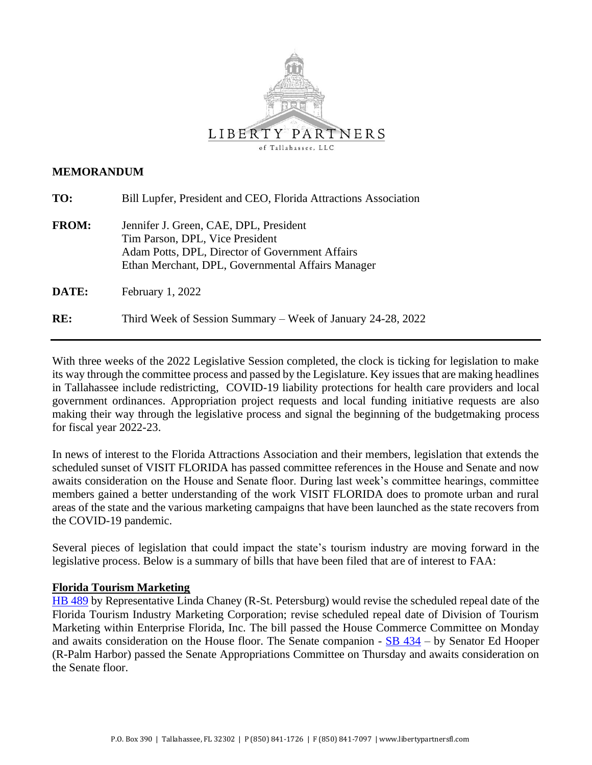LIBERTY PARTNERS

of Tallahassee, LLC

**MEMORANDUM**

**TO:** Bill Lupfer, President and CEO, Florida Attractions Association

**FROM:** Jennifer J. Green, CAE, DPL, President
Tim Parson, DPL, Vice President
Adam Potts, DPL, Director of Government Affairs
Ethan Merchant, DPL, Governmental Affairs Manager

**DATE:** February 1, 2022

**RE:** Third Week of Session Summary – Week of January 24-28, 2022

---

With three weeks of the 2022 Legislative Session completed, the clock is ticking for legislation to make its way through the committee process and passed by the Legislature. Key issues that are making headlines in Tallahassee include redistricting, COVID-19 liability protections for health care providers and local government ordinances. Appropriation project requests and local funding initiative requests are also making their way through the legislative process and signal the beginning of the budgetmaking process for fiscal year 2022-23.

In news of interest to the Florida Attractions Association and their members, legislation that extends the scheduled sunset of VISIT FLORIDA has passed committee references in the House and Senate and now awaits consideration on the House and Senate floor. During last week's committee hearings, committee members gained a better understanding of the work VISIT FLORIDA does to promote urban and rural areas of the state and the various marketing campaigns that have been launched as the state recovers from the COVID-19 pandemic.

Several pieces of legislation that could impact the state's tourism industry are moving forward in the legislative process. Below is a summary of bills that have been filed that are of interest to FAA:

**Florida Tourism Marketing**

HB 489 by Representative Linda Chaney (R-St. Petersburg) would revise the scheduled repeal date of the Florida Tourism Industry Marketing Corporation; revise scheduled repeal date of Division of Tourism Marketing within Enterprise Florida, Inc. The bill passed the House Commerce Committee on Monday and awaits consideration on the House floor. The Senate companion - SB 434 – by Senator Ed Hooper (R-Palm Harbor) passed the Senate Appropriations Committee on Thursday and awaits consideration on the Senate floor.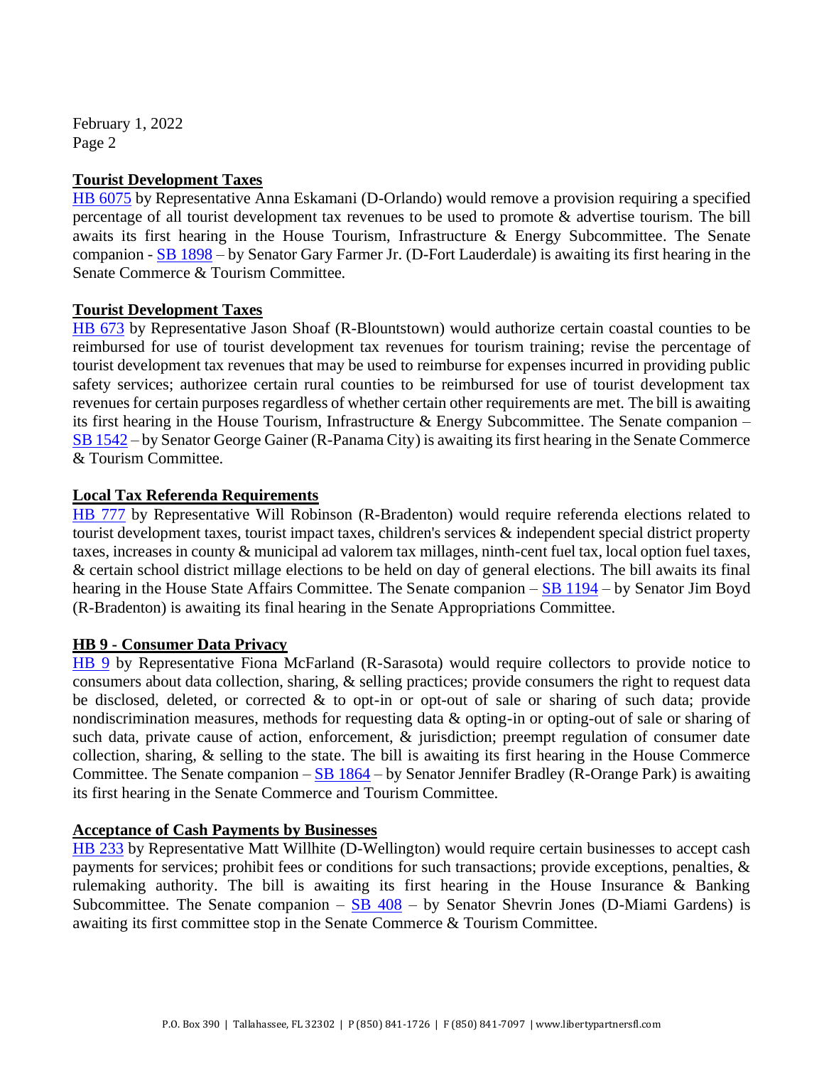February 1, 2022
Page 2

**Tourist Development Taxes**

HB 6075 by Representative Anna Eskamani (D-Orlando) would remove a provision requiring a specified percentage of all tourist development tax revenues to be used to promote & advertise tourism. The bill awaits its first hearing in the House Tourism, Infrastructure & Energy Subcommittee. The Senate companion - SB 1898 – by Senator Gary Farmer Jr. (D-Fort Lauderdale) is awaiting its first hearing in the Senate Commerce & Tourism Committee.

**Tourist Development Taxes**

HB 673 by Representative Jason Shoaf (R-Blountstown) would authorize certain coastal counties to be reimbursed for use of tourist development tax revenues for tourism training; revise the percentage of tourist development tax revenues that may be used to reimburse for expenses incurred in providing public safety services; authorizee certain rural counties to be reimbursed for use of tourist development tax revenues for certain purposes regardless of whether certain other requirements are met. The bill is awaiting its first hearing in the House Tourism, Infrastructure & Energy Subcommittee. The Senate companion – SB 1542 – by Senator George Gainer (R-Panama City) is awaiting its first hearing in the Senate Commerce & Tourism Committee.

**Local Tax Referenda Requirements**

HB 777 by Representative Will Robinson (R-Bradenton) would require referenda elections related to tourist development taxes, tourist impact taxes, children's services & independent special district property taxes, increases in county & municipal ad valorem tax millages, ninth-cent fuel tax, local option fuel taxes, & certain school district millage elections to be held on day of general elections. The bill awaits its final hearing in the House State Affairs Committee. The Senate companion – SB 1194 – by Senator Jim Boyd (R-Bradenton) is awaiting its final hearing in the Senate Appropriations Committee.

**HB 9 - Consumer Data Privacy**

HB 9 by Representative Fiona McFarland (R-Sarasota) would require collectors to provide notice to consumers about data collection, sharing, & selling practices; provide consumers the right to request data be disclosed, deleted, or corrected & to opt-in or opt-out of sale or sharing of such data; provide nondiscrimination measures, methods for requesting data & opting-in or opting-out of sale or sharing of such data, private cause of action, enforcement, & jurisdiction; preempt regulation of consumer date collection, sharing, & selling to the state. The bill is awaiting its first hearing in the House Commerce Committee. The Senate companion – SB 1864 – by Senator Jennifer Bradley (R-Orange Park) is awaiting its first hearing in the Senate Commerce and Tourism Committee.

**Acceptance of Cash Payments by Businesses**

HB 233 by Representative Matt Willhite (D-Wellington) would require certain businesses to accept cash payments for services; prohibit fees or conditions for such transactions; provide exceptions, penalties, & rulemaking authority. The bill is awaiting its first hearing in the House Insurance & Banking Subcommittee. The Senate companion – SB 408 – by Senator Shevrin Jones (D-Miami Gardens) is awaiting its first committee stop in the Senate Commerce & Tourism Committee.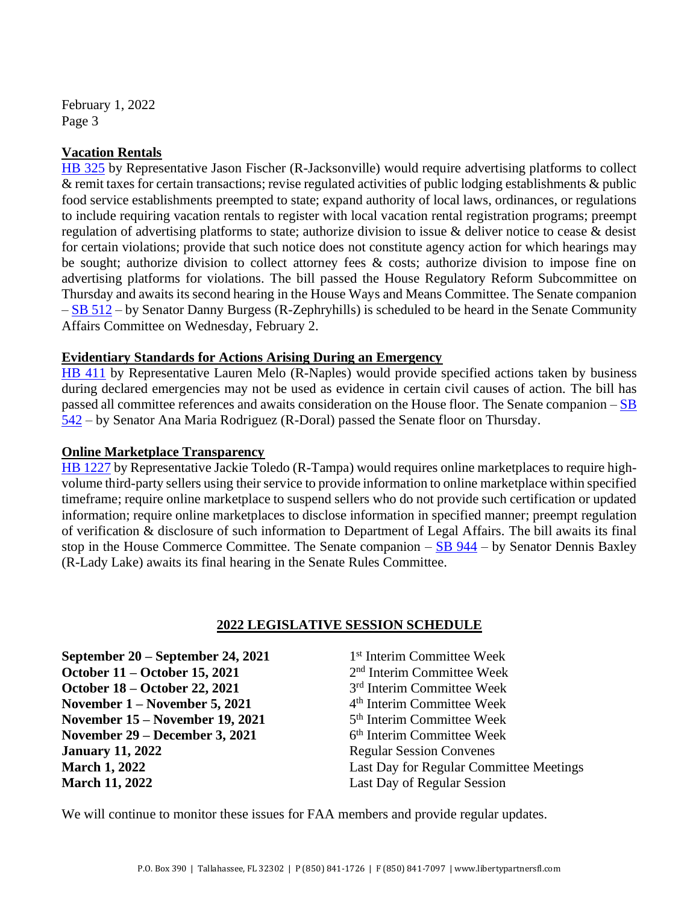February 1, 2022
Page 3

**Vacation Rentals**

HB 325 by Representative Jason Fischer (R-Jacksonville) would require advertising platforms to collect & remit taxes for certain transactions; revise regulated activities of public lodging establishments & public food service establishments preempted to state; expand authority of local laws, ordinances, or regulations to include requiring vacation rentals to register with local vacation rental registration programs; preempt regulation of advertising platforms to state; authorize division to issue & deliver notice to cease & desist for certain violations; provide that such notice does not constitute agency action for which hearings may be sought; authorize division to collect attorney fees & costs; authorize division to impose fine on advertising platforms for violations. The bill passed the House Regulatory Reform Subcommittee on Thursday and awaits its second hearing in the House Ways and Means Committee. The Senate companion – SB 512 – by Senator Danny Burgess (R-Zephryhills) is scheduled to be heard in the Senate Community Affairs Committee on Wednesday, February 2.

**Evidentiary Standards for Actions Arising During an Emergency**

HB 411 by Representative Lauren Melo (R-Naples) would provide specified actions taken by business during declared emergencies may not be used as evidence in certain civil causes of action. The bill has passed all committee references and awaits consideration on the House floor. The Senate companion – SB 542 – by Senator Ana Maria Rodriguez (R-Doral) passed the Senate floor on Thursday.

**Online Marketplace Transparency**

HB 1227 by Representative Jackie Toledo (R-Tampa) would requires online marketplaces to require high-volume third-party sellers using their service to provide information to online marketplace within specified timeframe; require online marketplace to suspend sellers who do not provide such certification or updated information; require online marketplaces to disclose information in specified manner; preempt regulation of verification & disclosure of such information to Department of Legal Affairs. The bill awaits its final stop in the House Commerce Committee. The Senate companion – SB 944 – by Senator Dennis Baxley (R-Lady Lake) awaits its final hearing in the Senate Rules Committee.

**2022 LEGISLATIVE SESSION SCHEDULE**

| | |
|---|---|
| **September 20 – September 24, 2021** | 1st Interim Committee Week |
| **October 11 – October 15, 2021** | 2nd Interim Committee Week |
| **October 18 – October 22, 2021** | 3rd Interim Committee Week |
| **November 1 – November 5, 2021** | 4th Interim Committee Week |
| **November 15 – November 19, 2021** | 5th Interim Committee Week |
| **November 29 – December 3, 2021** | 6th Interim Committee Week |
| **January 11, 2022** | Regular Session Convenes |
| **March 1, 2022** | Last Day for Regular Committee Meetings |
| **March 11, 2022** | Last Day of Regular Session |

We will continue to monitor these issues for FAA members and provide regular updates.